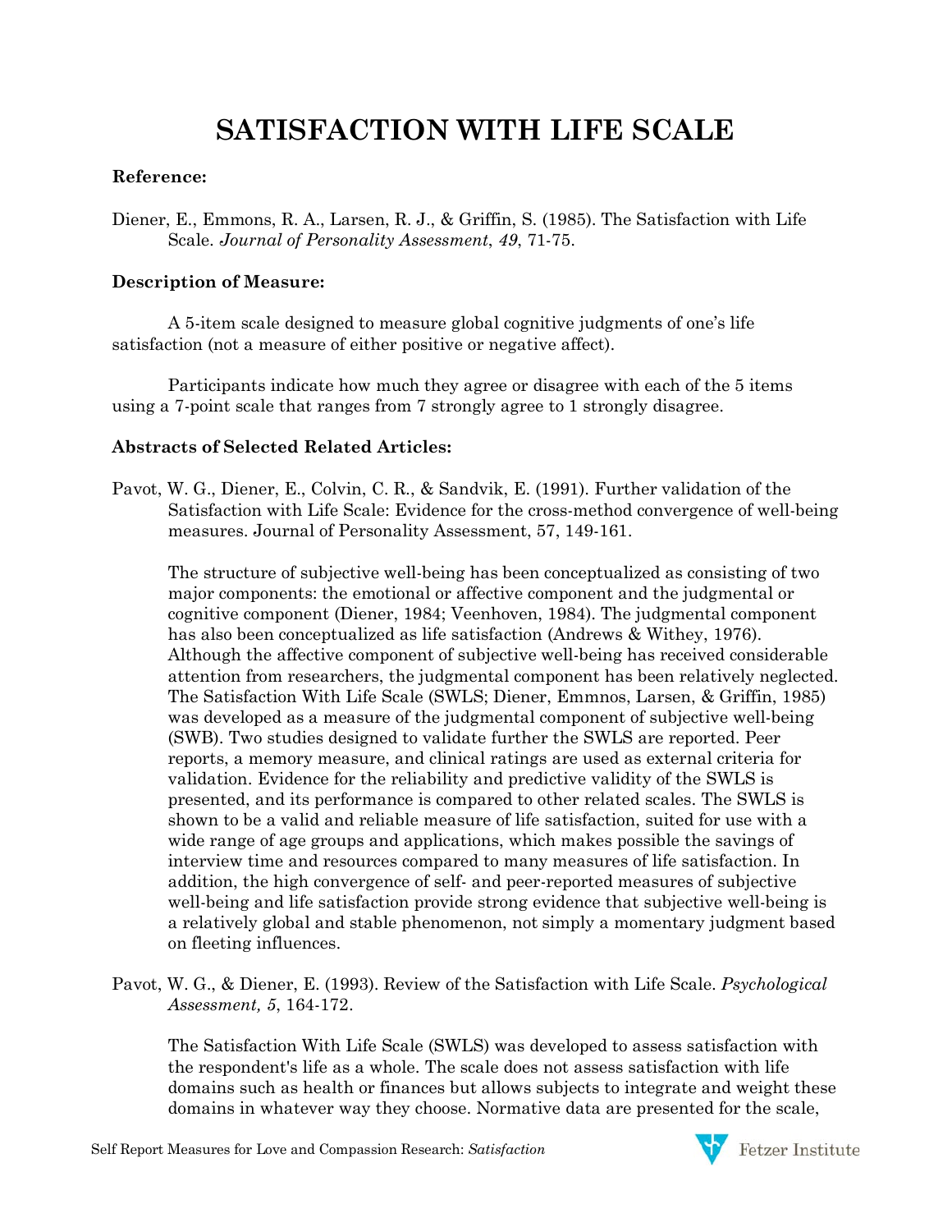# SATISFACTION WITH LIFE SCALE

**Reference:**

Diener, E., Emmons, R. A., Larsen, R. J., & Griffin, S. (1985). The Satisfaction with Life Scale. *Journal of Personality Assessment*, *49*, 71-75.

**Description of Measure:**

A 5-item scale designed to measure global cognitive judgments of one's life satisfaction (not a measure of either positive or negative affect).

Participants indicate how much they agree or disagree with each of the 5 items using a 7-point scale that ranges from 7 strongly agree to 1 strongly disagree.

**Abstracts of Selected Related Articles:**

Pavot, W. G., Diener, E., Colvin, C. R., & Sandvik, E. (1991). Further validation of the Satisfaction with Life Scale: Evidence for the cross-method convergence of well-being measures. Journal of Personality Assessment, 57, 149-161.

The structure of subjective well-being has been conceptualized as consisting of two major components: the emotional or affective component and the judgmental or cognitive component (Diener, 1984; Veenhoven, 1984). The judgmental component has also been conceptualized as life satisfaction (Andrews & Withey, 1976). Although the affective component of subjective well-being has received considerable attention from researchers, the judgmental component has been relatively neglected. The Satisfaction With Life Scale (SWLS; Diener, Emmnos, Larsen, & Griffin, 1985) was developed as a measure of the judgmental component of subjective well-being (SWB). Two studies designed to validate further the SWLS are reported. Peer reports, a memory measure, and clinical ratings are used as external criteria for validation. Evidence for the reliability and predictive validity of the SWLS is presented, and its performance is compared to other related scales. The SWLS is shown to be a valid and reliable measure of life satisfaction, suited for use with a wide range of age groups and applications, which makes possible the savings of interview time and resources compared to many measures of life satisfaction. In addition, the high convergence of self- and peer-reported measures of subjective well-being and life satisfaction provide strong evidence that subjective well-being is a relatively global and stable phenomenon, not simply a momentary judgment based on fleeting influences.

Pavot, W. G., & Diener, E. (1993). Review of the Satisfaction with Life Scale. *Psychological Assessment, 5*, 164-172.

The Satisfaction With Life Scale (SWLS) was developed to assess satisfaction with the respondent's life as a whole. The scale does not assess satisfaction with life domains such as health or finances but allows subjects to integrate and weight these domains in whatever way they choose. Normative data are presented for the scale,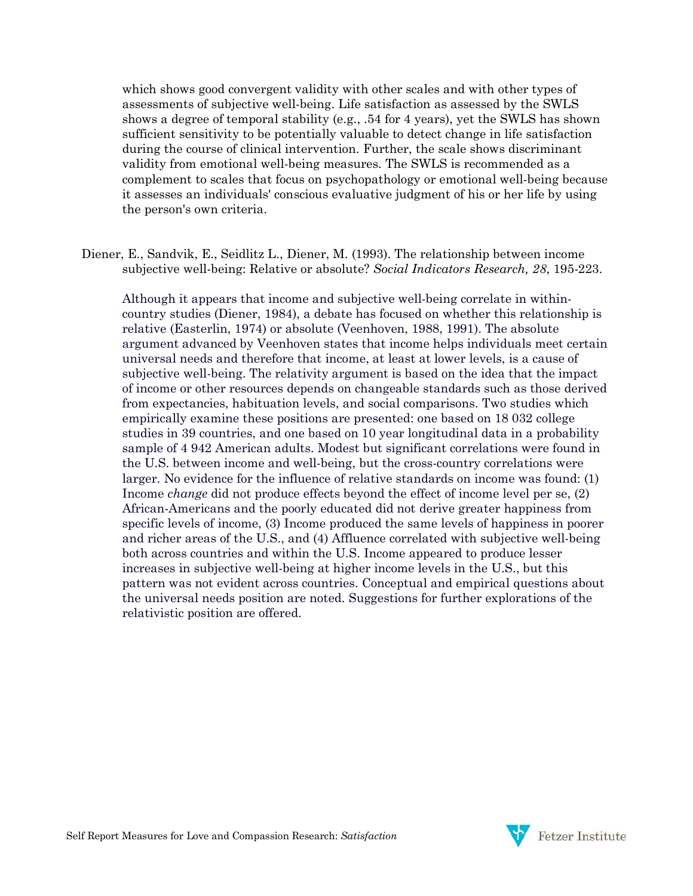which shows good convergent validity with other scales and with other types of assessments of subjective well-being. Life satisfaction as assessed by the SWLS shows a degree of temporal stability (e.g., .54 for 4 years), yet the SWLS has shown sufficient sensitivity to be potentially valuable to detect change in life satisfaction during the course of clinical intervention. Further, the scale shows discriminant validity from emotional well-being measures. The SWLS is recommended as a complement to scales that focus on psychopathology or emotional well-being because it assesses an individuals' conscious evaluative judgment of his or her life by using the person's own criteria.

Diener, E., Sandvik, E., Seidlitz L., Diener, M. (1993). The relationship between income subjective well-being: Relative or absolute? *Social Indicators Research, 28*, 195-223.

Although it appears that income and subjective well-being correlate in within-country studies (Diener, 1984), a debate has focused on whether this relationship is relative (Easterlin, 1974) or absolute (Veenhoven, 1988, 1991). The absolute argument advanced by Veenhoven states that income helps individuals meet certain universal needs and therefore that income, at least at lower levels, is a cause of subjective well-being. The relativity argument is based on the idea that the impact of income or other resources depends on changeable standards such as those derived from expectancies, habituation levels, and social comparisons. Two studies which empirically examine these positions are presented: one based on 18 032 college studies in 39 countries, and one based on 10 year longitudinal data in a probability sample of 4 942 American adults. Modest but significant correlations were found in the U.S. between income and well-being, but the cross-country correlations were larger. No evidence for the influence of relative standards on income was found: (1) Income *change* did not produce effects beyond the effect of income level per se, (2) African-Americans and the poorly educated did not derive greater happiness from specific levels of income, (3) Income produced the same levels of happiness in poorer and richer areas of the U.S., and (4) Affluence correlated with subjective well-being both across countries and within the U.S. Income appeared to produce lesser increases in subjective well-being at higher income levels in the U.S., but this pattern was not evident across countries. Conceptual and empirical questions about the universal needs position are noted. Suggestions for further explorations of the relativistic position are offered.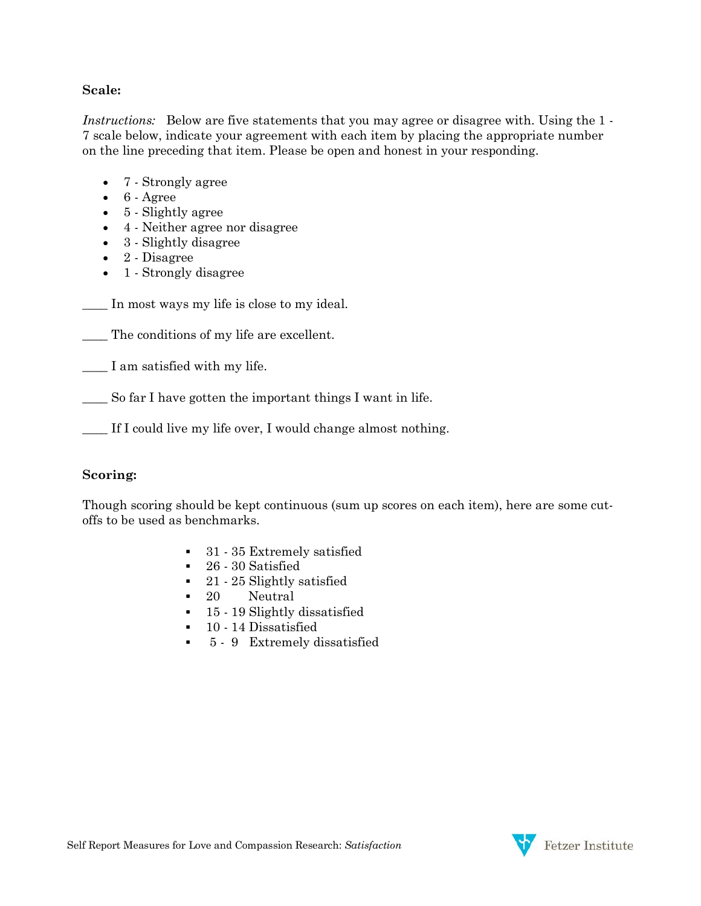**Scale:**

*Instructions:* Below are five statements that you may agree or disagree with. Using the 1 - 7 scale below, indicate your agreement with each item by placing the appropriate number on the line preceding that item. Please be open and honest in your responding.

- 7 - Strongly agree
- 6 - Agree
- 5 - Slightly agree
- 4 - Neither agree nor disagree
- 3 - Slightly disagree
- 2 - Disagree
- 1 - Strongly disagree

____ In most ways my life is close to my ideal.

____ The conditions of my life are excellent.

____ I am satisfied with my life.

____ So far I have gotten the important things I want in life.

____ If I could live my life over, I would change almost nothing.

**Scoring:**

Though scoring should be kept continuous (sum up scores on each item), here are some cut-offs to be used as benchmarks.

- 31 - 35 Extremely satisfied
- 26 - 30 Satisfied
- 21 - 25 Slightly satisfied
- 20 Neutral
- 15 - 19 Slightly dissatisfied
- 10 - 14 Dissatisfied
- 5 - 9 Extremely dissatisfied